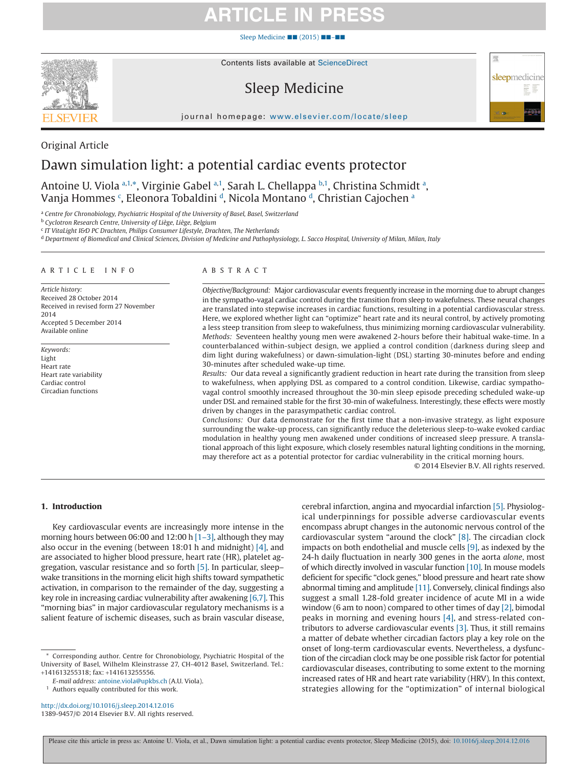Original Article

# Dawn simulation light: a potential cardiac events protector

Antoine U. Viola [a,1,*], Virginie Gabel [a,1], Sarah L. Chellappa [b,1], Christina Schmidt [a], Vanja Hommes [c], Eleonora Tobaldini [d], Nicola Montano [d], Christian Cajochen [a]

[a] Centre for Chronobiology, Psychiatric Hospital of the University of Basel, Basel, Switzerland
[b] Cyclotron Research Centre, University of Liège, Liège, Belgium
[c] IT VitaLight I&D PC Drachten, Philips Consumer Lifestyle, Drachten, The Netherlands
[d] Department of Biomedical and Clinical Sciences, Division of Medicine and Pathophysiology, L. Sacco Hospital, University of Milan, Milan, Italy

## ARTICLE INFO

*Article history:*
Received 28 October 2014
Received in revised form 27 November 2014
Accepted 5 December 2014
Available online

*Keywords:*
Light
Heart rate
Heart rate variability
Cardiac control
Circadian functions

## ABSTRACT

*Objective/Background:* Major cardiovascular events frequently increase in the morning due to abrupt changes in the sympatho-vagal cardiac control during the transition from sleep to wakefulness. These neural changes are translated into stepwise increases in cardiac functions, resulting in a potential cardiovascular stress. Here, we explored whether light can "optimize" heart rate and its neural control, by actively promoting a less steep transition from sleep to wakefulness, thus minimizing morning cardiovascular vulnerability.
*Methods:* Seventeen healthy young men were awakened 2-hours before their habitual wake-time. In a counterbalanced within-subject design, we applied a control condition (darkness during sleep and dim light during wakefulness) or dawn-simulation-light (DSL) starting 30-minutes before and ending 30-minutes after scheduled wake-up time.
*Results:* Our data reveal a significantly gradient reduction in heart rate during the transition from sleep to wakefulness, when applying DSL as compared to a control condition. Likewise, cardiac sympatho-vagal control smoothly increased throughout the 30-min sleep episode preceding scheduled wake-up under DSL and remained stable for the first 30-min of wakefulness. Interestingly, these effects were mostly driven by changes in the parasympathetic cardiac control.
*Conclusions:* Our data demonstrate for the first time that a non-invasive strategy, as light exposure surrounding the wake-up process, can significantly reduce the deleterious sleep-to-wake evoked cardiac modulation in healthy young men awakened under conditions of increased sleep pressure. A translational approach of this light exposure, which closely resembles natural lighting conditions in the morning, may therefore act as a potential protector for cardiac vulnerability in the critical morning hours.

© 2014 Elsevier B.V. All rights reserved.

## 1. Introduction

Key cardiovascular events are increasingly more intense in the morning hours between 06:00 and 12:00 h [1–3], although they may also occur in the evening (between 18:01 h and midnight) [4], and are associated to higher blood pressure, heart rate (HR), platelet aggregation, vascular resistance and so forth [5]. In particular, sleep–wake transitions in the morning elicit high shifts toward sympathetic activation, in comparison to the remainder of the day, suggesting a key role in increasing cardiac vulnerability after awakening [6,7]. This "morning bias" in major cardiovascular regulatory mechanisms is a salient feature of ischemic diseases, such as brain vascular disease, cerebral infarction, angina and myocardial infarction [5]. Physiological underpinnings for possible adverse cardiovascular events encompass abrupt changes in the autonomic nervous control of the cardiovascular system "around the clock" [8]. The circadian clock impacts on both endothelial and muscle cells [9], as indexed by the 24-h daily fluctuation in nearly 300 genes in the aorta *alone*, most of which directly involved in vascular function [10]. In mouse models deficient for specific "clock genes," blood pressure and heart rate show abnormal timing and amplitude [11]. Conversely, clinical findings also suggest a small 1.28-fold greater incidence of acute MI in a wide window (6 am to noon) compared to other times of day [2], bimodal peaks in morning and evening hours [4], and stress-related contributors to adverse cardiovascular events [3]. Thus, it still remains a matter of debate whether circadian factors play a key role on the onset of long-term cardiovascular events. Nevertheless, a dysfunction of the circadian clock may be one possible risk factor for potential cardiovascular diseases, contributing to some extent to the morning increased rates of HR and heart rate variability (HRV). In this context, strategies allowing for the "optimization" of internal biological

\* Corresponding author. Centre for Chronobiology, Psychiatric Hospital of the University of Basel, Wilhelm Kleinstrasse 27, CH-4012 Basel, Switzerland. Tel.: +141613255318; fax: +141613255556.
*E-mail address:* antoine.viola@upkbs.ch (A.U. Viola).
[1] Authors equally contributed for this work.

http://dx.doi.org/10.1016/j.sleep.2014.12.016
1389-9457/© 2014 Elsevier B.V. All rights reserved.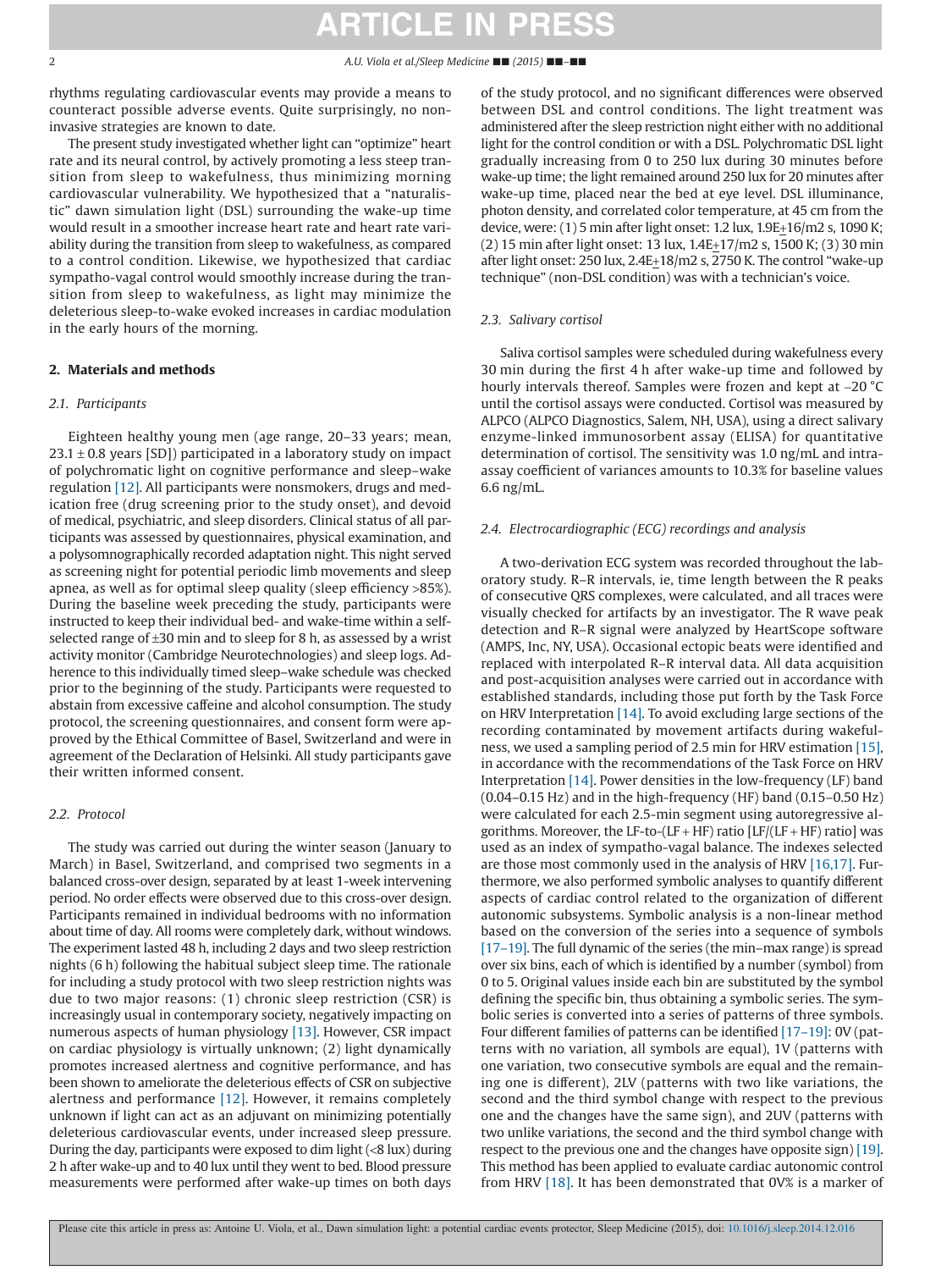rhythms regulating cardiovascular events may provide a means to counteract possible adverse events. Quite surprisingly, no non-invasive strategies are known to date.

The present study investigated whether light can "optimize" heart rate and its neural control, by actively promoting a less steep transition from sleep to wakefulness, thus minimizing morning cardiovascular vulnerability. We hypothesized that a "naturalistic" dawn simulation light (DSL) surrounding the wake-up time would result in a smoother increase heart rate and heart rate variability during the transition from sleep to wakefulness, as compared to a control condition. Likewise, we hypothesized that cardiac sympatho-vagal control would smoothly increase during the transition from sleep to wakefulness, as light may minimize the deleterious sleep-to-wake evoked increases in cardiac modulation in the early hours of the morning.

## 2. Materials and methods

### 2.1. Participants

Eighteen healthy young men (age range, 20–33 years; mean, 23.1 ± 0.8 years [SD]) participated in a laboratory study on impact of polychromatic light on cognitive performance and sleep–wake regulation [12]. All participants were nonsmokers, drugs and medication free (drug screening prior to the study onset), and devoid of medical, psychiatric, and sleep disorders. Clinical status of all participants was assessed by questionnaires, physical examination, and a polysomnographically recorded adaptation night. This night served as screening night for potential periodic limb movements and sleep apnea, as well as for optimal sleep quality (sleep efficiency >85%). During the baseline week preceding the study, participants were instructed to keep their individual bed- and wake-time within a self-selected range of ±30 min and to sleep for 8 h, as assessed by a wrist activity monitor (Cambridge Neurotechnologies) and sleep logs. Adherence to this individually timed sleep–wake schedule was checked prior to the beginning of the study. Participants were requested to abstain from excessive caffeine and alcohol consumption. The study protocol, the screening questionnaires, and consent form were approved by the Ethical Committee of Basel, Switzerland and were in agreement of the Declaration of Helsinki. All study participants gave their written informed consent.

### 2.2. Protocol

The study was carried out during the winter season (January to March) in Basel, Switzerland, and comprised two segments in a balanced cross-over design, separated by at least 1-week intervening period. No order effects were observed due to this cross-over design. Participants remained in individual bedrooms with no information about time of day. All rooms were completely dark, without windows. The experiment lasted 48 h, including 2 days and two sleep restriction nights (6 h) following the habitual subject sleep time. The rationale for including a study protocol with two sleep restriction nights was due to two major reasons: (1) chronic sleep restriction (CSR) is increasingly usual in contemporary society, negatively impacting on numerous aspects of human physiology [13]. However, CSR impact on cardiac physiology is virtually unknown; (2) light dynamically promotes increased alertness and cognitive performance, and has been shown to ameliorate the deleterious effects of CSR on subjective alertness and performance [12]. However, it remains completely unknown if light can act as an adjuvant on minimizing potentially deleterious cardiovascular events, under increased sleep pressure. During the day, participants were exposed to dim light (<8 lux) during 2 h after wake-up and to 40 lux until they went to bed. Blood pressure measurements were performed after wake-up times on both days of the study protocol, and no significant differences were observed between DSL and control conditions. The light treatment was administered after the sleep restriction night either with no additional light for the control condition or with a DSL. Polychromatic DSL light gradually increasing from 0 to 250 lux during 30 minutes before wake-up time; the light remained around 250 lux for 20 minutes after wake-up time, placed near the bed at eye level. DSL illuminance, photon density, and correlated color temperature, at 45 cm from the device, were: (1) 5 min after light onset: 1.2 lux, 1.9E+16/m2 s, 1090 K; (2) 15 min after light onset: 13 lux, 1.4E+17/m2 s, 1500 K; (3) 30 min after light onset: 250 lux, 2.4E+18/m2 s, 2750 K. The control "wake-up technique" (non-DSL condition) was with a technician's voice.

### 2.3. Salivary cortisol

Saliva cortisol samples were scheduled during wakefulness every 30 min during the first 4 h after wake-up time and followed by hourly intervals thereof. Samples were frozen and kept at −20 °C until the cortisol assays were conducted. Cortisol was measured by ALPCO (ALPCO Diagnostics, Salem, NH, USA), using a direct salivary enzyme-linked immunosorbent assay (ELISA) for quantitative determination of cortisol. The sensitivity was 1.0 ng/mL and intra-assay coefficient of variances amounts to 10.3% for baseline values 6.6 ng/mL.

### 2.4. Electrocardiographic (ECG) recordings and analysis

A two-derivation ECG system was recorded throughout the laboratory study. R–R intervals, ie, time length between the R peaks of consecutive QRS complexes, were calculated, and all traces were visually checked for artifacts by an investigator. The R wave peak detection and R–R signal were analyzed by HeartScope software (AMPS, Inc, NY, USA). Occasional ectopic beats were identified and replaced with interpolated R–R interval data. All data acquisition and post-acquisition analyses were carried out in accordance with established standards, including those put forth by the Task Force on HRV Interpretation [14]. To avoid excluding large sections of the recording contaminated by movement artifacts during wakefulness, we used a sampling period of 2.5 min for HRV estimation [15], in accordance with the recommendations of the Task Force on HRV Interpretation [14]. Power densities in the low-frequency (LF) band (0.04–0.15 Hz) and in the high-frequency (HF) band (0.15–0.50 Hz) were calculated for each 2.5-min segment using autoregressive algorithms. Moreover, the LF-to-(LF + HF) ratio [LF/(LF + HF) ratio] was used as an index of sympatho-vagal balance. The indexes selected are those most commonly used in the analysis of HRV [16,17]. Furthermore, we also performed symbolic analyses to quantify different aspects of cardiac control related to the organization of different autonomic subsystems. Symbolic analysis is a non-linear method based on the conversion of the series into a sequence of symbols [17–19]. The full dynamic of the series (the min–max range) is spread over six bins, each of which is identified by a number (symbol) from 0 to 5. Original values inside each bin are substituted by the symbol defining the specific bin, thus obtaining a symbolic series. The symbolic series is converted into a series of patterns of three symbols. Four different families of patterns can be identified [17–19]: 0V (patterns with no variation, all symbols are equal), 1V (patterns with one variation, two consecutive symbols are equal and the remaining one is different), 2LV (patterns with two like variations, the second and the third symbol change with respect to the previous one and the changes have the same sign), and 2UV (patterns with two unlike variations, the second and the third symbol change with respect to the previous one and the changes have opposite sign) [19]. This method has been applied to evaluate cardiac autonomic control from HRV [18]. It has been demonstrated that 0V% is a marker of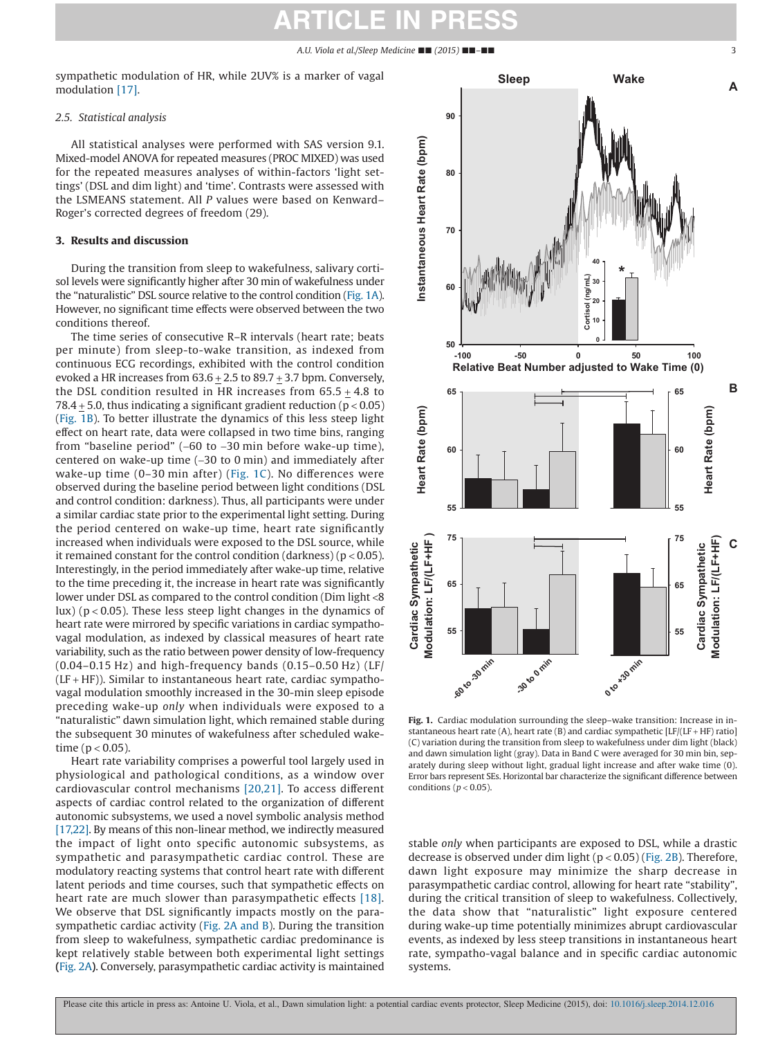sympathetic modulation of HR, while 2UV% is a marker of vagal modulation [17].

### 2.5. Statistical analysis

All statistical analyses were performed with SAS version 9.1. Mixed-model ANOVA for repeated measures (PROC MIXED) was used for the repeated measures analyses of within-factors 'light settings' (DSL and dim light) and 'time'. Contrasts were assessed with the LSMEANS statement. All *P* values were based on Kenward–Roger's corrected degrees of freedom (29).

## 3. Results and discussion

During the transition from sleep to wakefulness, salivary cortisol levels were significantly higher after 30 min of wakefulness under the "naturalistic" DSL source relative to the control condition (Fig. 1A). However, no significant time effects were observed between the two conditions thereof.

The time series of consecutive R–R intervals (heart rate; beats per minute) from sleep-to-wake transition, as indexed from continuous ECG recordings, exhibited with the control condition evoked a HR increases from 63.6 ± 2.5 to 89.7 ± 3.7 bpm. Conversely, the DSL condition resulted in HR increases from 65.5 ± 4.8 to 78.4 ± 5.0, thus indicating a significant gradient reduction ($p < 0.05$) (Fig. 1B). To better illustrate the dynamics of this less steep light effect on heart rate, data were collapsed in two time bins, ranging from "baseline period" (–60 to –30 min before wake-up time), centered on wake-up time (–30 to 0 min) and immediately after wake-up time (0–30 min after) (Fig. 1C). No differences were observed during the baseline period between light conditions (DSL and control condition: darkness). Thus, all participants were under a similar cardiac state prior to the experimental light setting. During the period centered on wake-up time, heart rate significantly increased when individuals were exposed to the DSL source, while it remained constant for the control condition (darkness) ($p < 0.05$). Interestingly, in the period immediately after wake-up time, relative to the time preceding it, the increase in heart rate was significantly lower under DSL as compared to the control condition (Dim light <8 lux) ($p < 0.05$). These less steep light changes in the dynamics of heart rate were mirrored by specific variations in cardiac sympatho-vagal modulation, as indexed by classical measures of heart rate variability, such as the ratio between power density of low-frequency (0.04–0.15 Hz) and high-frequency bands (0.15–0.50 Hz) (LF/(LF + HF)). Similar to instantaneous heart rate, cardiac sympatho-vagal modulation smoothly increased in the 30-min sleep episode preceding wake-up *only* when individuals were exposed to a "naturalistic" dawn simulation light, which remained stable during the subsequent 30 minutes of wakefulness after scheduled wake-time ($p < 0.05$).

Heart rate variability comprises a powerful tool largely used in physiological and pathological conditions, as a window over cardiovascular control mechanisms [20,21]. To access different aspects of cardiac control related to the organization of different autonomic subsystems, we used a novel symbolic analysis method [17,22]. By means of this non-linear method, we indirectly measured the impact of light onto specific autonomic subsystems, as sympathetic and parasympathetic cardiac control. These are modulatory reacting systems that control heart rate with different latent periods and time courses, such that sympathetic effects on heart rate are much slower than parasympathetic effects [18]. We observe that DSL significantly impacts mostly on the parasympathetic cardiac activity (Fig. 2A and B). During the transition from sleep to wakefulness, sympathetic cardiac predominance is kept relatively stable between both experimental light settings (Fig. 2A). Conversely, parasympathetic cardiac activity is maintained stable *only* when participants are exposed to DSL, while a drastic decrease is observed under dim light ($p < 0.05$) (Fig. 2B). Therefore, dawn light exposure may minimize the sharp decrease in parasympathetic cardiac control, allowing for heart rate "stability", during the critical transition of sleep to wakefulness. Collectively, the data show that "naturalistic" light exposure centered during wake-up time potentially minimizes abrupt cardiovascular events, as indexed by less steep transitions in instantaneous heart rate, sympatho-vagal balance and in specific cardiac autonomic systems.

**Fig. 1.** Cardiac modulation surrounding the sleep–wake transition: Increase in instantaneous heart rate (A), heart rate (B) and cardiac sympathetic [LF/(LF + HF) ratio] (C) variation during the transition from sleep to wakefulness under dim light (black) and dawn simulation light (gray). Data in Band C were averaged for 30 min bin, separately during sleep without light, gradual light increase and after wake time (0). Error bars represent SEs. Horizontal bar characterize the significant difference between conditions ($p < 0.05$).

Please cite this article in press as: Antoine U. Viola, et al., Dawn simulation light: a potential cardiac events protector, Sleep Medicine (2015), doi: 10.1016/j.sleep.2014.12.016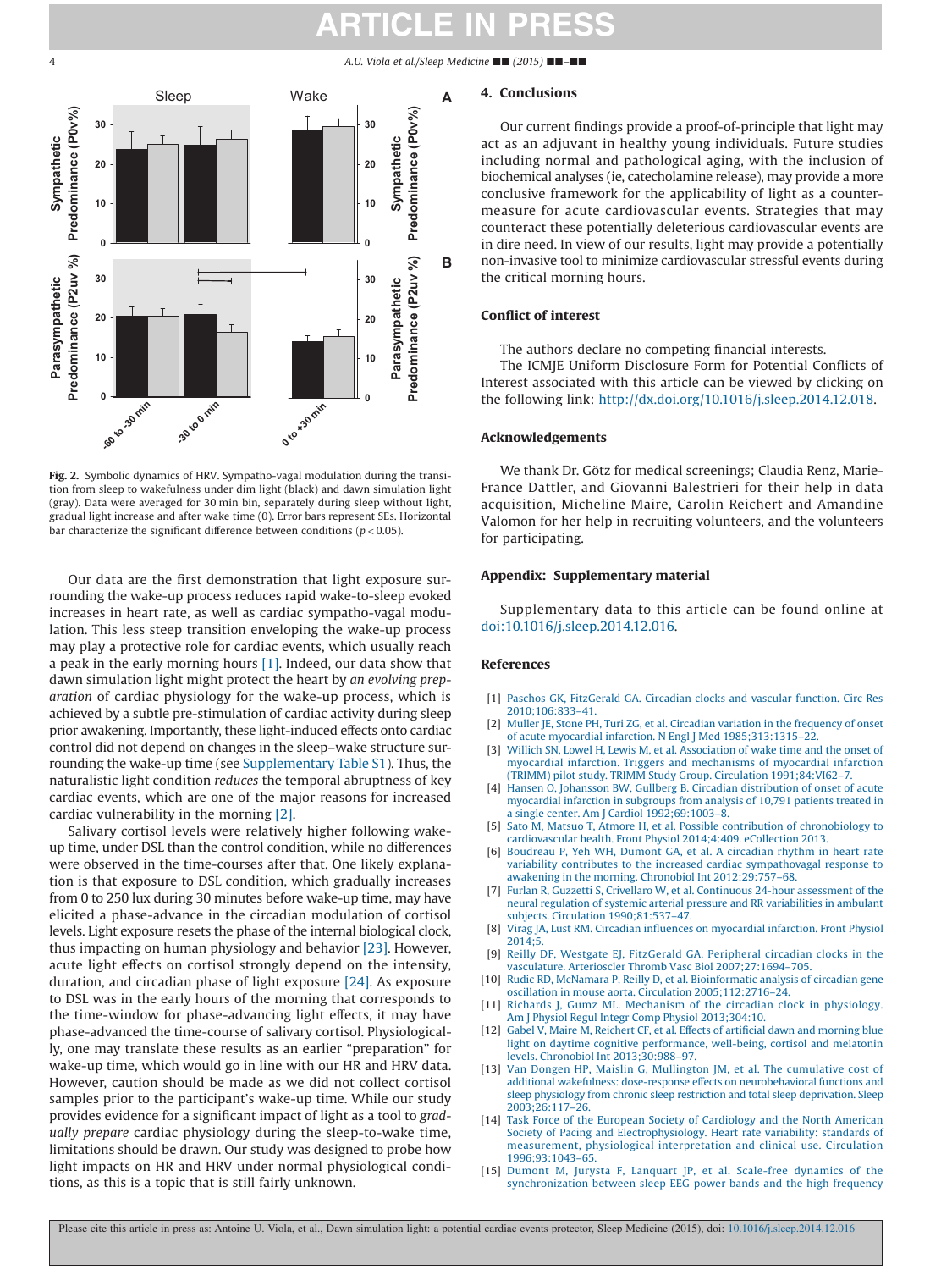Fig. 2. Symbolic dynamics of HRV. Sympatho-vagal modulation during the transition from sleep to wakefulness under dim light (black) and dawn simulation light (gray). Data were averaged for 30 min bin, separately during sleep without light, gradual light increase and after wake time (0). Error bars represent SEs. Horizontal bar characterize the significant difference between conditions ($p < 0.05$).

Our data are the first demonstration that light exposure surrounding the wake-up process reduces rapid wake-to-sleep evoked increases in heart rate, as well as cardiac sympatho-vagal modulation. This less steep transition enveloping the wake-up process may play a protective role for cardiac events, which usually reach a peak in the early morning hours [1]. Indeed, our data show that dawn simulation light might protect the heart by *an evolving preparation* of cardiac physiology for the wake-up process, which is achieved by a subtle pre-stimulation of cardiac activity during sleep prior awakening. Importantly, these light-induced effects onto cardiac control did not depend on changes in the sleep–wake structure surrounding the wake-up time (see Supplementary Table S1). Thus, the naturalistic light condition *reduces* the temporal abruptness of key cardiac events, which are one of the major reasons for increased cardiac vulnerability in the morning [2].

Salivary cortisol levels were relatively higher following wake-up time, under DSL than the control condition, while no differences were observed in the time-courses after that. One likely explanation is that exposure to DSL condition, which gradually increases from 0 to 250 lux during 30 minutes before wake-up time, may have elicited a phase-advance in the circadian modulation of cortisol levels. Light exposure resets the phase of the internal biological clock, thus impacting on human physiology and behavior [23]. However, acute light effects on cortisol strongly depend on the intensity, duration, and circadian phase of light exposure [24]. As exposure to DSL was in the early hours of the morning that corresponds to the time-window for phase-advancing light effects, it may have phase-advanced the time-course of salivary cortisol. Physiologically, one may translate these results as an earlier "preparation" for wake-up time, which would go in line with our HR and HRV data. However, caution should be made as we did not collect cortisol samples prior to the participant's wake-up time. While our study provides evidence for a significant impact of light as a tool to *gradually prepare* cardiac physiology during the sleep-to-wake time, limitations should be drawn. Our study was designed to probe how light impacts on HR and HRV under normal physiological conditions, as this is a topic that is still fairly unknown.

## 4. Conclusions

Our current findings provide a proof-of-principle that light may act as an adjuvant in healthy young individuals. Future studies including normal and pathological aging, with the inclusion of biochemical analyses (ie, catecholamine release), may provide a more conclusive framework for the applicability of light as a countermeasure for acute cardiovascular events. Strategies that may counteract these potentially deleterious cardiovascular events are in dire need. In view of our results, light may provide a potentially non-invasive tool to minimize cardiovascular stressful events during the critical morning hours.

## Conflict of interest

The authors declare no competing financial interests.

The ICMJE Uniform Disclosure Form for Potential Conflicts of Interest associated with this article can be viewed by clicking on the following link: http://dx.doi.org/10.1016/j.sleep.2014.12.018.

## Acknowledgements

We thank Dr. Götz for medical screenings; Claudia Renz, Marie-France Dattler, and Giovanni Balestrieri for their help in data acquisition, Micheline Maire, Carolin Reichert and Amandine Valomon for her help in recruiting volunteers, and the volunteers for participating.

## Appendix: Supplementary material

Supplementary data to this article can be found online at doi:10.1016/j.sleep.2014.12.016.

## References

[1] Paschos GK, FitzGerald GA. Circadian clocks and vascular function. Circ Res 2010;106:833–41.
[2] Muller JE, Stone PH, Turi ZG, et al. Circadian variation in the frequency of onset of acute myocardial infarction. N Engl J Med 1985;313:1315–22.
[3] Willich SN, Lowel H, Lewis M, et al. Association of wake time and the onset of myocardial infarction. Triggers and mechanisms of myocardial infarction (TRIMM) pilot study. TRIMM Study Group. Circulation 1991;84:VI62–7.
[4] Hansen O, Johansson BW, Gullberg B. Circadian distribution of onset of acute myocardial infarction in subgroups from analysis of 10,791 patients treated in a single center. Am J Cardiol 1992;69:1003–8.
[5] Sato M, Matsuo T, Atmore H, et al. Possible contribution of chronobiology to cardiovascular health. Front Physiol 2014;4:409. eCollection 2013.
[6] Boudreau P, Yeh WH, Dumont GA, et al. A circadian rhythm in heart rate variability contributes to the increased cardiac sympathovagal response to awakening in the morning. Chronobiol Int 2012;29:757–68.
[7] Furlan R, Guzzetti S, Crivellaro W, et al. Continuous 24-hour assessment of the neural regulation of systemic arterial pressure and RR variabilities in ambulant subjects. Circulation 1990;81:537–47.
[8] Virag JA, Lust RM. Circadian influences on myocardial infarction. Front Physiol 2014;5.
[9] Reilly DF, Westgate EJ, FitzGerald GA. Peripheral circadian clocks in the vasculature. Arterioscler Thromb Vasc Biol 2007;27:1694–705.
[10] Rudic RD, McNamara P, Reilly D, et al. Bioinformatic analysis of circadian gene oscillation in mouse aorta. Circulation 2005;112:2716–24.
[11] Richards J, Gumz ML. Mechanism of the circadian clock in physiology. Am J Physiol Regul Integr Comp Physiol 2013;304:10.
[12] Gabel V, Maire M, Reichert CF, et al. Effects of artificial dawn and morning blue light on daytime cognitive performance, well-being, cortisol and melatonin levels. Chronobiol Int 2013;30:988–97.
[13] Van Dongen HP, Maislin G, Mullington JM, et al. The cumulative cost of additional wakefulness: dose-response effects on neurobehavioral functions and sleep physiology from chronic sleep restriction and total sleep deprivation. Sleep 2003;26:117–26.
[14] Task Force of the European Society of Cardiology and the North American Society of Pacing and Electrophysiology. Heart rate variability: standards of measurement, physiological interpretation and clinical use. Circulation 1996;93:1043–65.
[15] Dumont M, Jurysta F, Lanquart JP, et al. Scale-free dynamics of the synchronization between sleep EEG power bands and the high frequency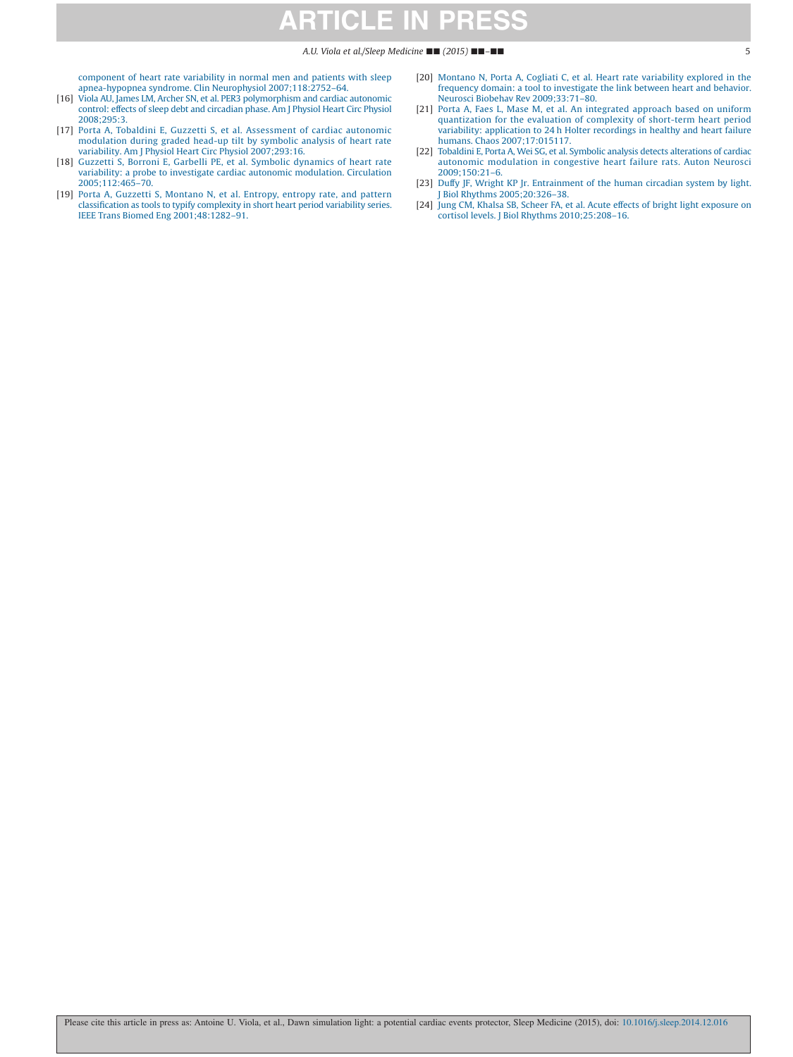component of heart rate variability in normal men and patients with sleep apnea-hypopnea syndrome. Clin Neurophysiol 2007;118:2752–64.

[16] Viola AU, James LM, Archer SN, et al. PER3 polymorphism and cardiac autonomic control: effects of sleep debt and circadian phase. Am J Physiol Heart Circ Physiol 2008;295:3.

[17] Porta A, Tobaldini E, Guzzetti S, et al. Assessment of cardiac autonomic modulation during graded head-up tilt by symbolic analysis of heart rate variability. Am J Physiol Heart Circ Physiol 2007;293:16.

[18] Guzzetti S, Borroni E, Garbelli PE, et al. Symbolic dynamics of heart rate variability: a probe to investigate cardiac autonomic modulation. Circulation 2005;112:465–70.

[19] Porta A, Guzzetti S, Montano N, et al. Entropy, entropy rate, and pattern classification as tools to typify complexity in short heart period variability series. IEEE Trans Biomed Eng 2001;48:1282–91.

[20] Montano N, Porta A, Cogliati C, et al. Heart rate variability explored in the frequency domain: a tool to investigate the link between heart and behavior. Neurosci Biobehav Rev 2009;33:71–80.

[21] Porta A, Faes L, Mase M, et al. An integrated approach based on uniform quantization for the evaluation of complexity of short-term heart period variability: application to 24 h Holter recordings in healthy and heart failure humans. Chaos 2007;17:015117.

[22] Tobaldini E, Porta A, Wei SG, et al. Symbolic analysis detects alterations of cardiac autonomic modulation in congestive heart failure rats. Auton Neurosci 2009;150:21–6.

[23] Duffy JF, Wright KP Jr. Entrainment of the human circadian system by light. J Biol Rhythms 2005;20:326–38.

[24] Jung CM, Khalsa SB, Scheer FA, et al. Acute effects of bright light exposure on cortisol levels. J Biol Rhythms 2010;25:208–16.